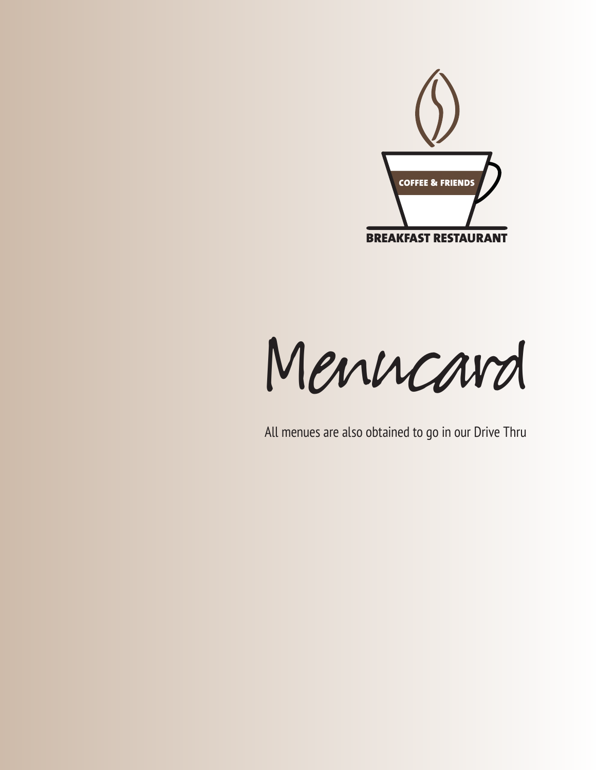COFFEE & FRIENDS

BREAKFAST RESTAURANT

# Menucard

All menues are also obtained to go in our Drive Thru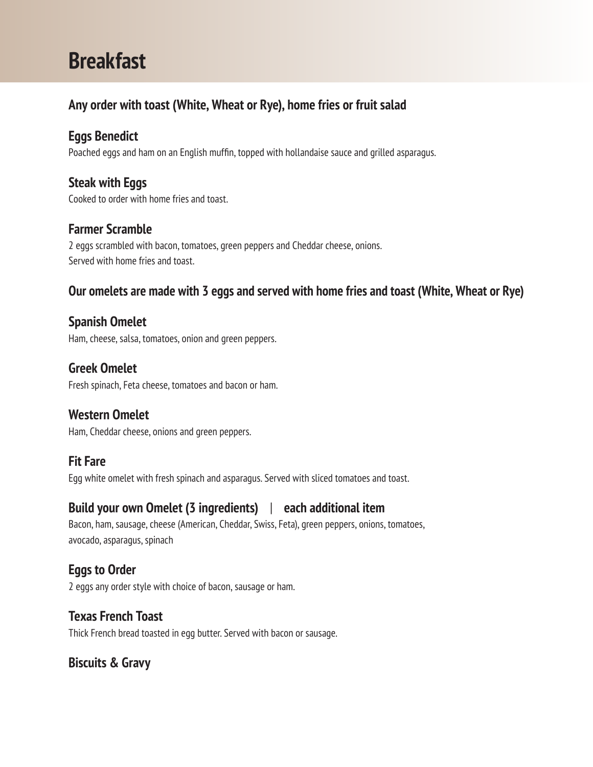# Breakfast

### Any order with toast (White, Wheat or Rye), home fries or fruit salad

### Eggs Benedict

Poached eggs and ham on an English muffin, topped with hollandaise sauce and grilled asparagus.

### Steak with Eggs

Cooked to order with home fries and toast.

### Farmer Scramble

2 eggs scrambled with bacon, tomatoes, green peppers and Cheddar cheese, onions.
Served with home fries and toast.

### Our omelets are made with 3 eggs and served with home fries and toast (White, Wheat or Rye)

### Spanish Omelet

Ham, cheese, salsa, tomatoes, onion and green peppers.

### Greek Omelet

Fresh spinach, Feta cheese, tomatoes and bacon or ham.

### Western Omelet

Ham, Cheddar cheese, onions and green peppers.

### Fit Fare

Egg white omelet with fresh spinach and asparagus. Served with sliced tomatoes and toast.

### Build your own Omelet (3 ingredients) | each additional item

Bacon, ham, sausage, cheese (American, Cheddar, Swiss, Feta), green peppers, onions, tomatoes, avocado, asparagus, spinach

### Eggs to Order

2 eggs any order style with choice of bacon, sausage or ham.

### Texas French Toast

Thick French bread toasted in egg butter. Served with bacon or sausage.

### Biscuits & Gravy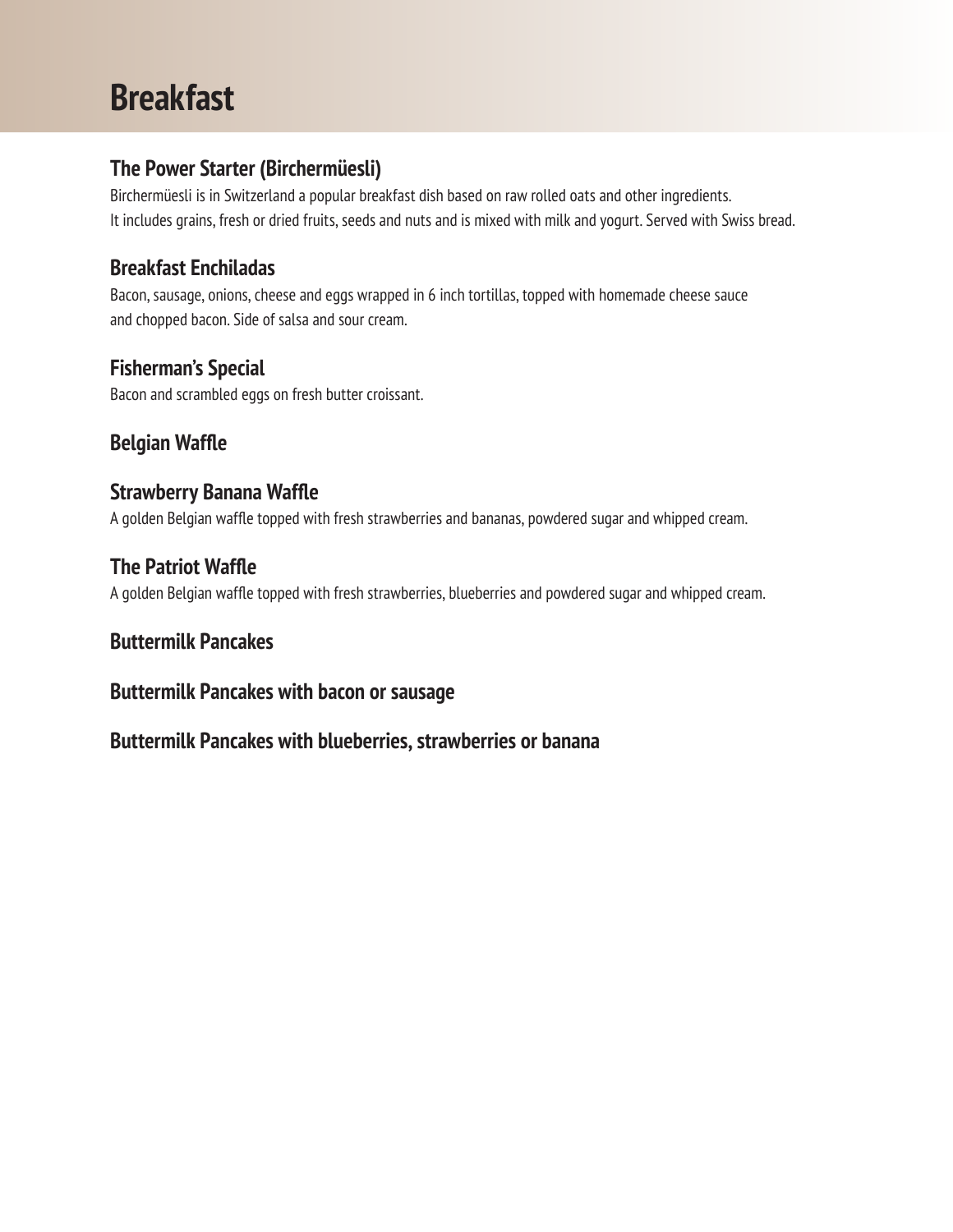# Breakfast

## The Power Starter (Birchermüesli)

Birchermüesli is in Switzerland a popular breakfast dish based on raw rolled oats and other ingredients.
It includes grains, fresh or dried fruits, seeds and nuts and is mixed with milk and yogurt. Served with Swiss bread.

## Breakfast Enchiladas

Bacon, sausage, onions, cheese and eggs wrapped in 6 inch tortillas, topped with homemade cheese sauce
and chopped bacon. Side of salsa and sour cream.

## Fisherman's Special

Bacon and scrambled eggs on fresh butter croissant.

## Belgian Waffle

## Strawberry Banana Waffle

A golden Belgian waffle topped with fresh strawberries and bananas, powdered sugar and whipped cream.

## The Patriot Waffle

A golden Belgian waffle topped with fresh strawberries, blueberries and powdered sugar and whipped cream.

## Buttermilk Pancakes

## Buttermilk Pancakes with bacon or sausage

## Buttermilk Pancakes with blueberries, strawberries or banana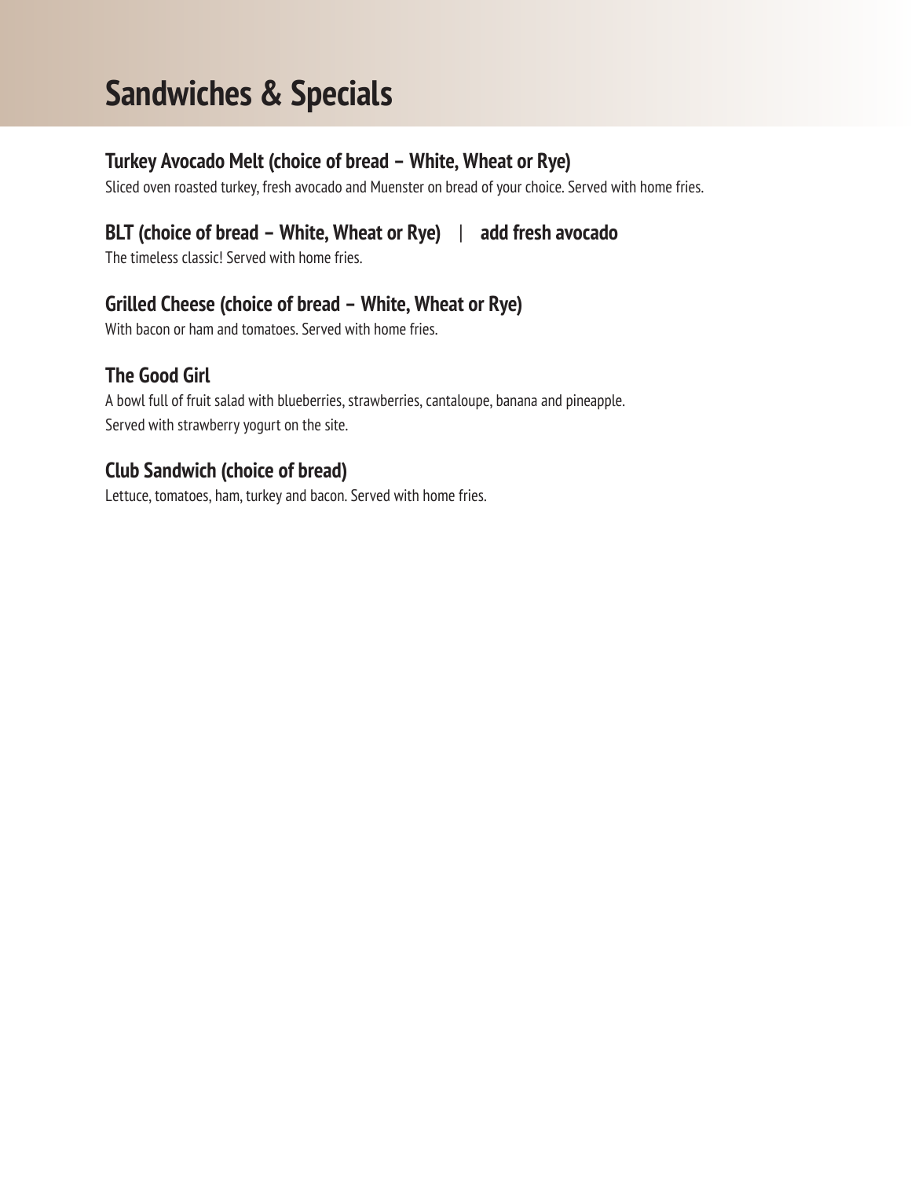# Sandwiches & Specials

### Turkey Avocado Melt (choice of bread – White, Wheat or Rye)

Sliced oven roasted turkey, fresh avocado and Muenster on bread of your choice. Served with home fries.

### BLT (choice of bread – White, Wheat or Rye) | add fresh avocado

The timeless classic! Served with home fries.

### Grilled Cheese (choice of bread – White, Wheat or Rye)

With bacon or ham and tomatoes. Served with home fries.

### The Good Girl

A bowl full of fruit salad with blueberries, strawberries, cantaloupe, banana and pineapple.
Served with strawberry yogurt on the site.

### Club Sandwich (choice of bread)

Lettuce, tomatoes, ham, turkey and bacon. Served with home fries.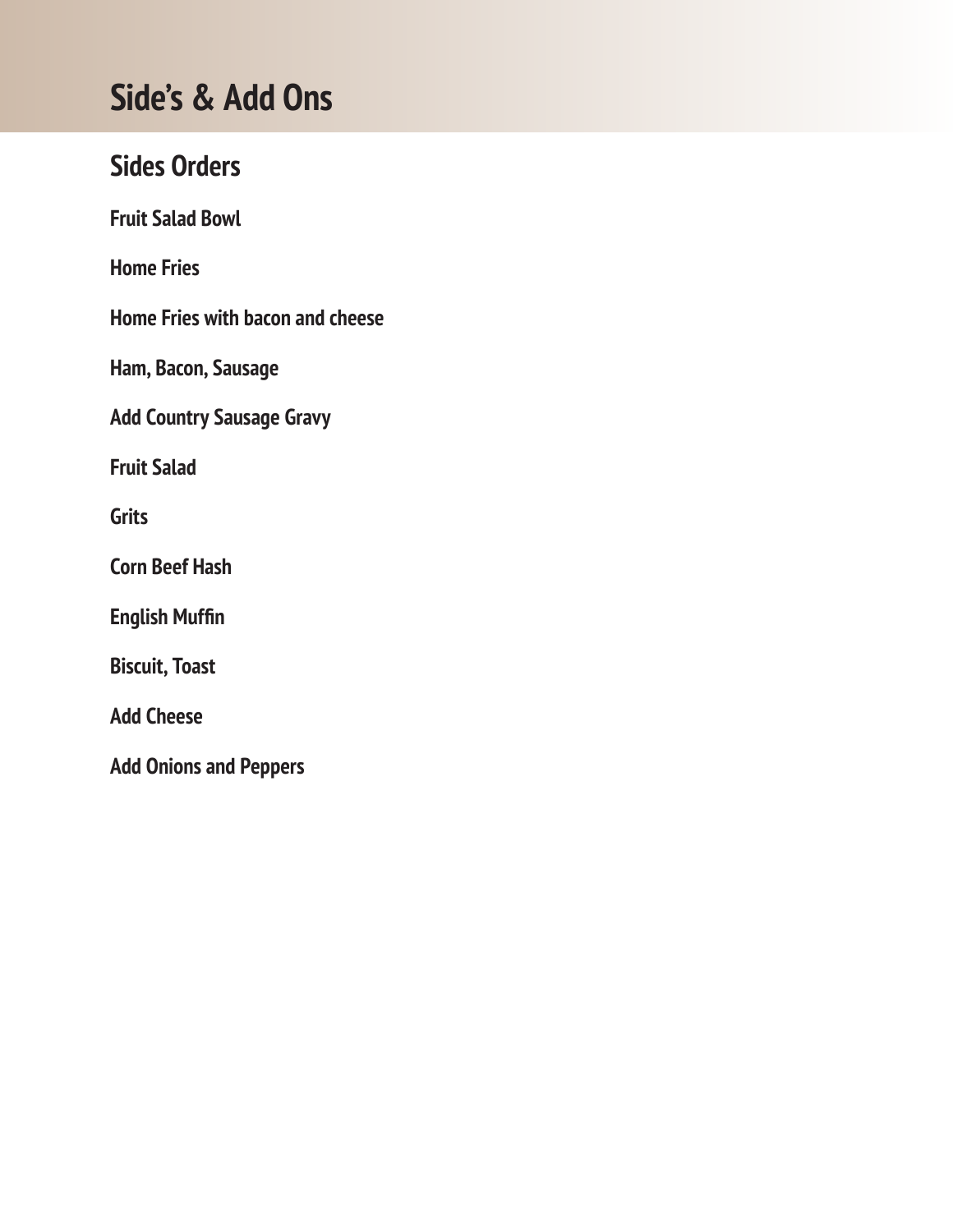# Side's & Add Ons

## Sides Orders

**Fruit Salad Bowl**

**Home Fries**

**Home Fries with bacon and cheese**

**Ham, Bacon, Sausage**

**Add Country Sausage Gravy**

**Fruit Salad**

**Grits**

**Corn Beef Hash**

**English Muffin**

**Biscuit, Toast**

**Add Cheese**

**Add Onions and Peppers**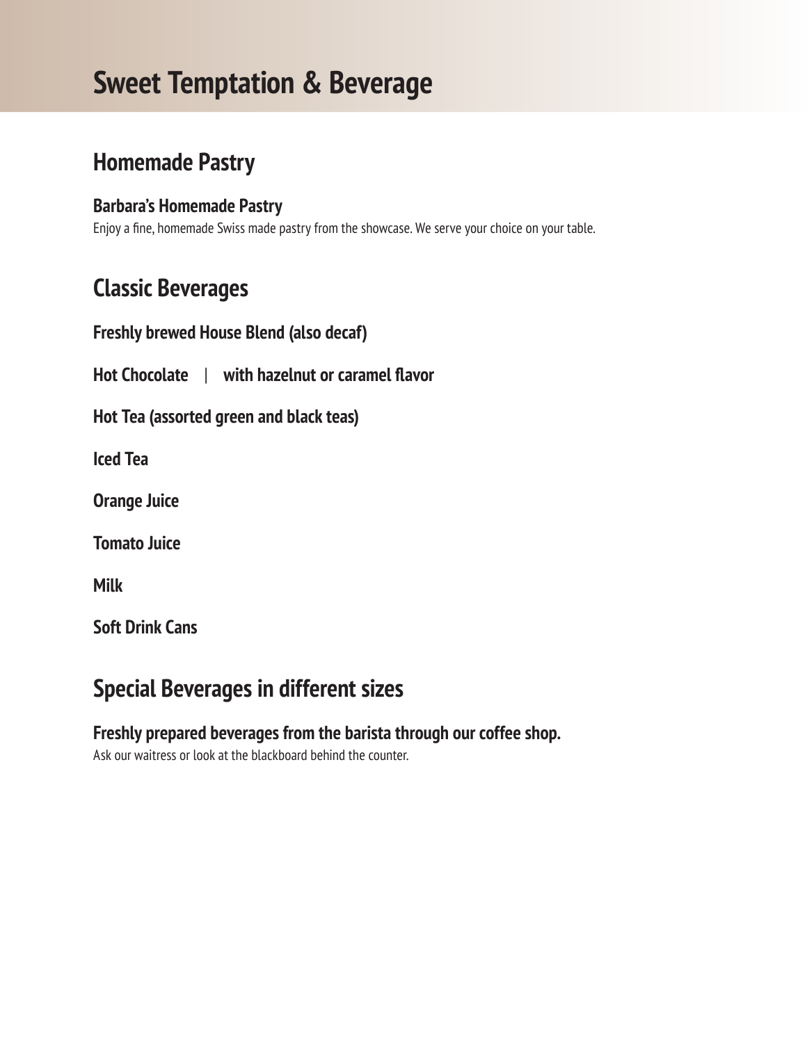# Sweet Temptation & Beverage

## Homemade Pastry

### Barbara's Homemade Pastry

Enjoy a fine, homemade Swiss made pastry from the showcase. We serve your choice on your table.

## Classic Beverages

**Freshly brewed House Blend (also decaf)**

**Hot Chocolate | with hazelnut or caramel flavor**

**Hot Tea (assorted green and black teas)**

**Iced Tea**

**Orange Juice**

**Tomato Juice**

**Milk**

**Soft Drink Cans**

## Special Beverages in different sizes

### Freshly prepared beverages from the barista through our coffee shop.

Ask our waitress or look at the blackboard behind the counter.